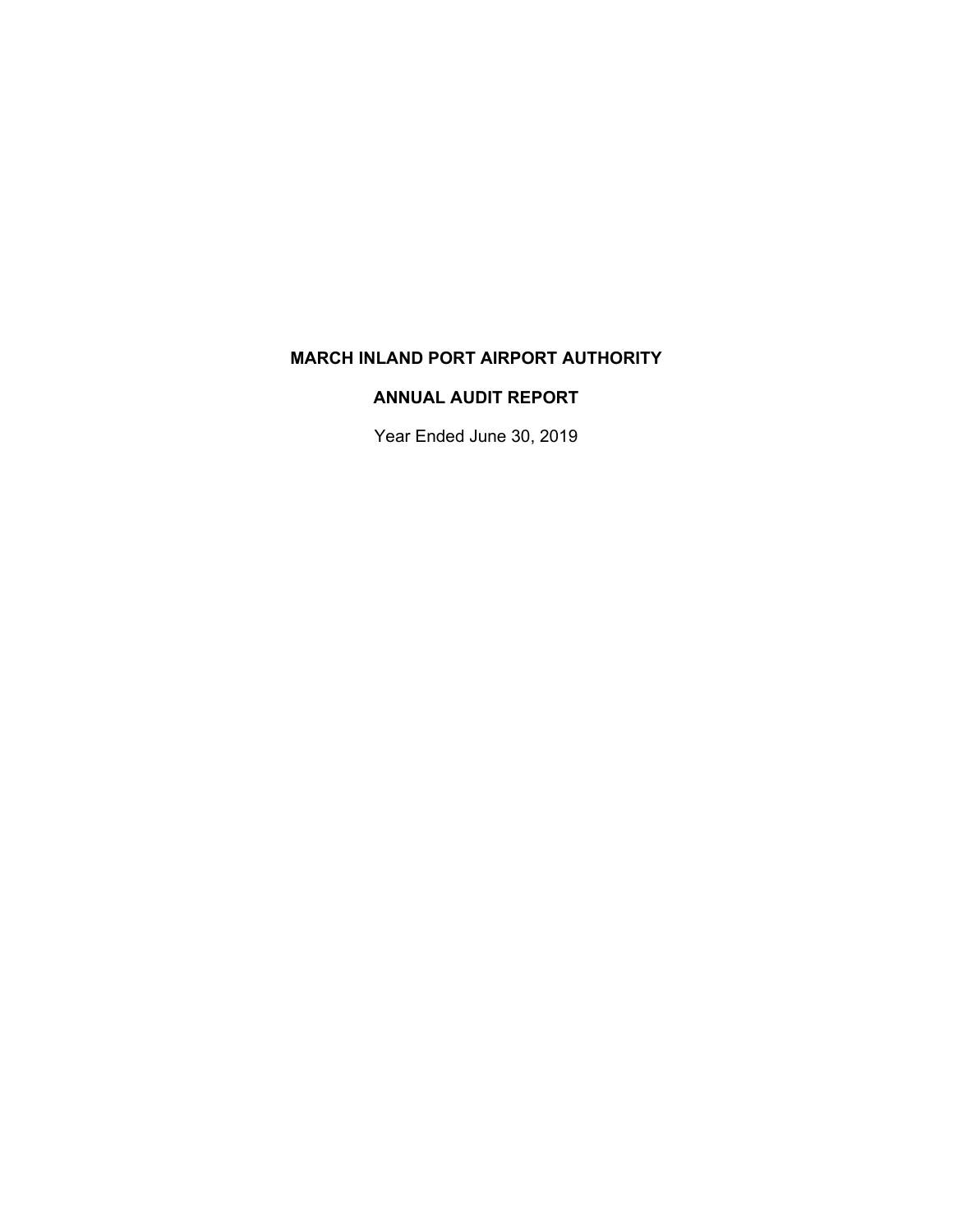# MARCH INLAND PORT AIRPORT AUTHORITY

## ANNUAL AUDIT REPORT

Year Ended June 30, 2019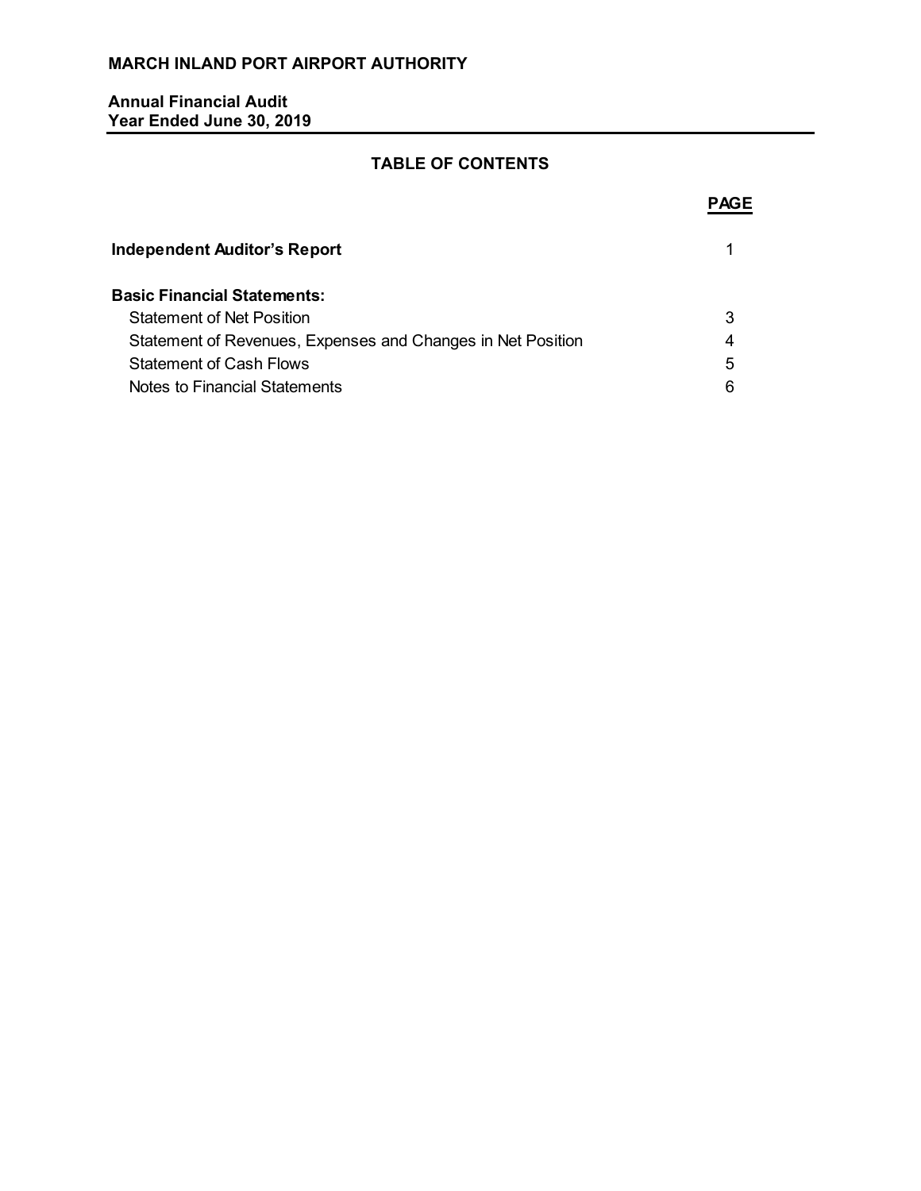**MARCH INLAND PORT AIRPORT AUTHORITY**

**Annual Financial Audit**
**Year Ended June 30, 2019**

## TABLE OF CONTENTS

| | PAGE |
|---|---|
| **Independent Auditor's Report** | 1 |
| **Basic Financial Statements:** | |
| Statement of Net Position | 3 |
| Statement of Revenues, Expenses and Changes in Net Position | 4 |
| Statement of Cash Flows | 5 |
| Notes to Financial Statements | 6 |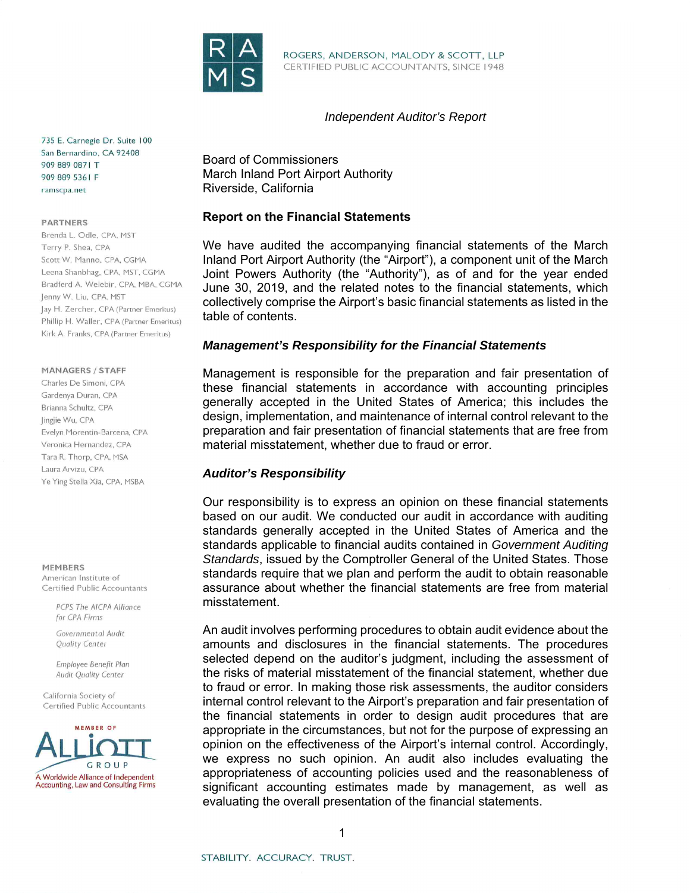ROGERS, ANDERSON, MALODY & SCOTT, LLP
CERTIFIED PUBLIC ACCOUNTANTS, SINCE 1948

735 E. Carnegie Dr. Suite 100
San Bernardino, CA 92408
909 889 0871 T
909 889 5361 F
ramscpa.net

**PARTNERS**
Brenda L. Odle, CPA, MST
Terry P. Shea, CPA
Scott W. Manno, CPA, CGMA
Leena Shanbhag, CPA, MST, CGMA
Bradferd A. Welebir, CPA, MBA, CGMA
Jenny W. Liu, CPA, MST
Jay H. Zercher, CPA (Partner Emeritus)
Phillip H. Waller, CPA (Partner Emeritus)
Kirk A. Franks, CPA (Partner Emeritus)

**MANAGERS / STAFF**
Charles De Simoni, CPA
Gardenya Duran, CPA
Brianna Schultz, CPA
Jingjie Wu, CPA
Evelyn Morentin-Barcena, CPA
Veronica Hernandez, CPA
Tara R. Thorp, CPA, MSA
Laura Arvizu, CPA
Ye Ying Stella Xia, CPA, MSBA

**MEMBERS**
American Institute of Certified Public Accountants

*PCPS The AICPA Alliance for CPA Firms*

*Governmental Audit Quality Center*

*Employee Benefit Plan Audit Quality Center*

California Society of Certified Public Accountants

MEMBER OF ALLINIAL GROUP
A Worldwide Alliance of Independent Accounting, Law and Consulting Firms

*Independent Auditor's Report*

Board of Commissioners
March Inland Port Airport Authority
Riverside, California

## Report on the Financial Statements

We have audited the accompanying financial statements of the March Inland Port Airport Authority (the "Airport"), a component unit of the March Joint Powers Authority (the "Authority"), as of and for the year ended June 30, 2019, and the related notes to the financial statements, which collectively comprise the Airport's basic financial statements as listed in the table of contents.

### *Management's Responsibility for the Financial Statements*

Management is responsible for the preparation and fair presentation of these financial statements in accordance with accounting principles generally accepted in the United States of America; this includes the design, implementation, and maintenance of internal control relevant to the preparation and fair presentation of financial statements that are free from material misstatement, whether due to fraud or error.

### *Auditor's Responsibility*

Our responsibility is to express an opinion on these financial statements based on our audit. We conducted our audit in accordance with auditing standards generally accepted in the United States of America and the standards applicable to financial audits contained in *Government Auditing Standards*, issued by the Comptroller General of the United States. Those standards require that we plan and perform the audit to obtain reasonable assurance about whether the financial statements are free from material misstatement.

An audit involves performing procedures to obtain audit evidence about the amounts and disclosures in the financial statements. The procedures selected depend on the auditor's judgment, including the assessment of the risks of material misstatement of the financial statement, whether due to fraud or error. In making those risk assessments, the auditor considers internal control relevant to the Airport's preparation and fair presentation of the financial statements in order to design audit procedures that are appropriate in the circumstances, but not for the purpose of expressing an opinion on the effectiveness of the Airport's internal control. Accordingly, we express no such opinion. An audit also includes evaluating the appropriateness of accounting policies used and the reasonableness of significant accounting estimates made by management, as well as evaluating the overall presentation of the financial statements.

STABILITY. ACCURACY. TRUST.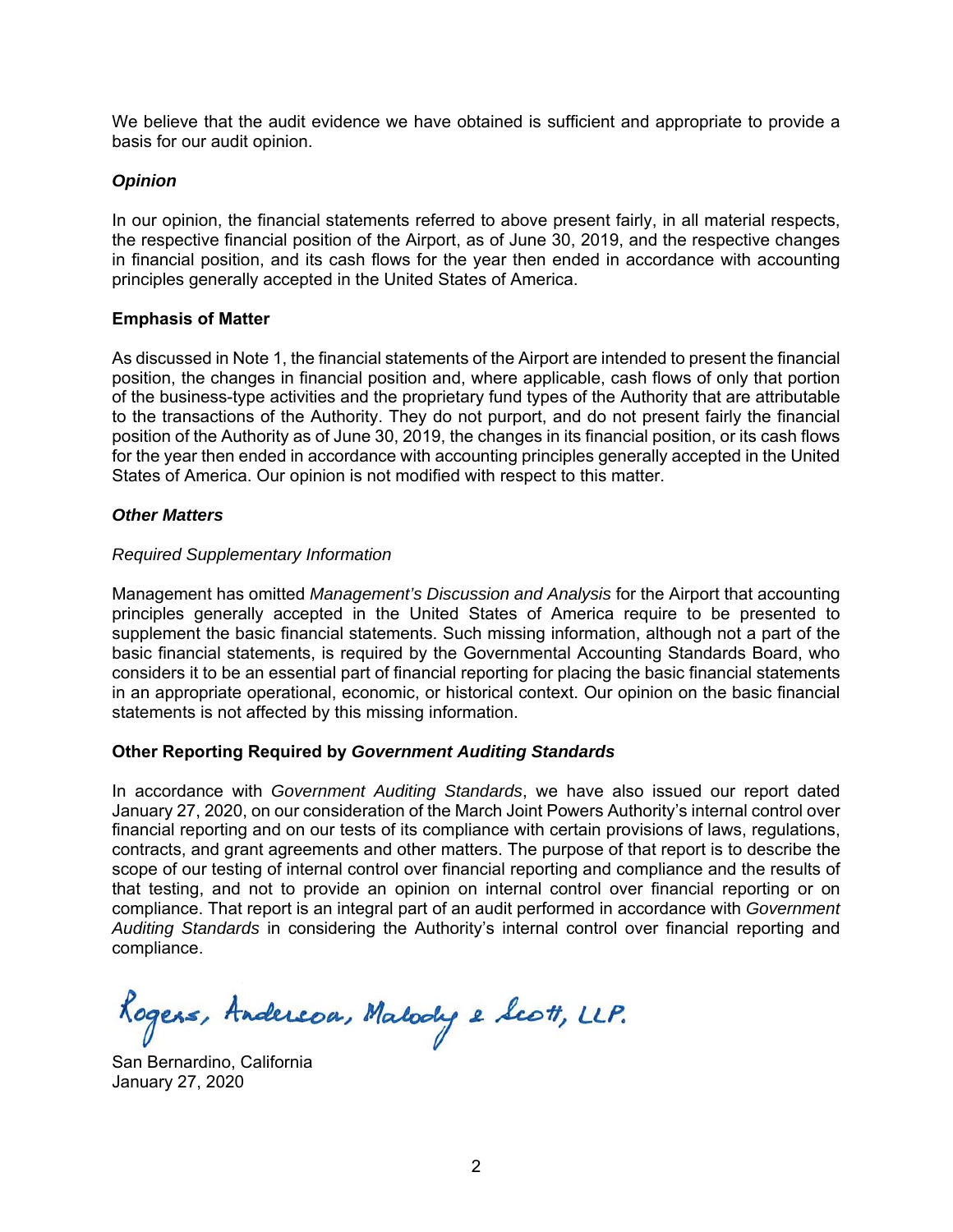We believe that the audit evidence we have obtained is sufficient and appropriate to provide a basis for our audit opinion.

***Opinion***

In our opinion, the financial statements referred to above present fairly, in all material respects, the respective financial position of the Airport, as of June 30, 2019, and the respective changes in financial position, and its cash flows for the year then ended in accordance with accounting principles generally accepted in the United States of America.

**Emphasis of Matter**

As discussed in Note 1, the financial statements of the Airport are intended to present the financial position, the changes in financial position and, where applicable, cash flows of only that portion of the business-type activities and the proprietary fund types of the Authority that are attributable to the transactions of the Authority. They do not purport, and do not present fairly the financial position of the Authority as of June 30, 2019, the changes in its financial position, or its cash flows for the year then ended in accordance with accounting principles generally accepted in the United States of America. Our opinion is not modified with respect to this matter.

***Other Matters***

*Required Supplementary Information*

Management has omitted *Management's Discussion and Analysis* for the Airport that accounting principles generally accepted in the United States of America require to be presented to supplement the basic financial statements. Such missing information, although not a part of the basic financial statements, is required by the Governmental Accounting Standards Board, who considers it to be an essential part of financial reporting for placing the basic financial statements in an appropriate operational, economic, or historical context. Our opinion on the basic financial statements is not affected by this missing information.

**Other Reporting Required by *Government Auditing Standards***

In accordance with *Government Auditing Standards*, we have also issued our report dated January 27, 2020, on our consideration of the March Joint Powers Authority's internal control over financial reporting and on our tests of its compliance with certain provisions of laws, regulations, contracts, and grant agreements and other matters. The purpose of that report is to describe the scope of our testing of internal control over financial reporting and compliance and the results of that testing, and not to provide an opinion on internal control over financial reporting or on compliance. That report is an integral part of an audit performed in accordance with *Government Auditing Standards* in considering the Authority's internal control over financial reporting and compliance.

Rogers, Anderson, Malody & Scott, LLP.

San Bernardino, California
January 27, 2020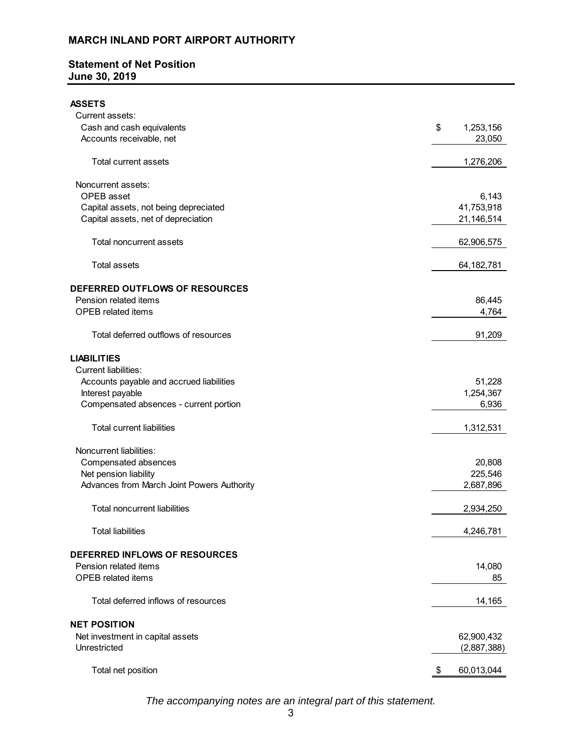# MARCH INLAND PORT AIRPORT AUTHORITY

## Statement of Net Position
## June 30, 2019

| | |
|---|---|
| **ASSETS** | |
| Current assets: | |
| Cash and cash equivalents | $ 1,253,156 |
| Accounts receivable, net | 23,050 |
| Total current assets | 1,276,206 |
| Noncurrent assets: | |
| OPEB asset | 6,143 |
| Capital assets, not being depreciated | 41,753,918 |
| Capital assets, net of depreciation | 21,146,514 |
| Total noncurrent assets | 62,906,575 |
| Total assets | 64,182,781 |
| **DEFERRED OUTFLOWS OF RESOURCES** | |
| Pension related items | 86,445 |
| OPEB related items | 4,764 |
| Total deferred outflows of resources | 91,209 |
| **LIABILITIES** | |
| Current liabilities: | |
| Accounts payable and accrued liabilities | 51,228 |
| Interest payable | 1,254,367 |
| Compensated absences - current portion | 6,936 |
| Total current liabilities | 1,312,531 |
| Noncurrent liabilities: | |
| Compensated absences | 20,808 |
| Net pension liability | 225,546 |
| Advances from March Joint Powers Authority | 2,687,896 |
| Total noncurrent liabilities | 2,934,250 |
| Total liabilities | 4,246,781 |
| **DEFERRED INFLOWS OF RESOURCES** | |
| Pension related items | 14,080 |
| OPEB related items | 85 |
| Total deferred inflows of resources | 14,165 |
| **NET POSITION** | |
| Net investment in capital assets | 62,900,432 |
| Unrestricted | (2,887,388) |
| Total net position | $ 60,013,044 |

*The accompanying notes are an integral part of this statement.*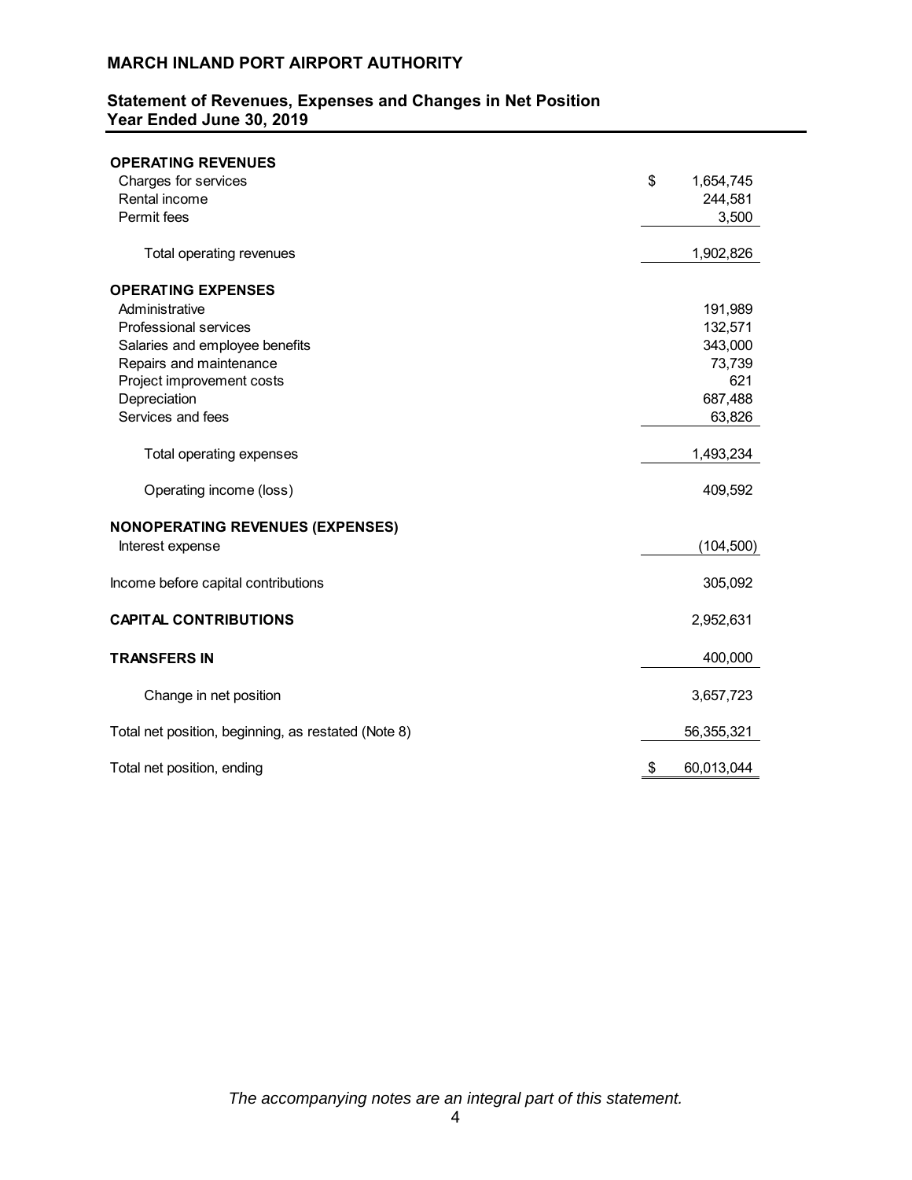# MARCH INLAND PORT AIRPORT AUTHORITY

## Statement of Revenues, Expenses and Changes in Net Position
## Year Ended June 30, 2019

| | |
|---|---|
| **OPERATING REVENUES** | |
| Charges for services | $ 1,654,745 |
| Rental income | 244,581 |
| Permit fees | 3,500 |
| Total operating revenues | 1,902,826 |
| **OPERATING EXPENSES** | |
| Administrative | 191,989 |
| Professional services | 132,571 |
| Salaries and employee benefits | 343,000 |
| Repairs and maintenance | 73,739 |
| Project improvement costs | 621 |
| Depreciation | 687,488 |
| Services and fees | 63,826 |
| Total operating expenses | 1,493,234 |
| Operating income (loss) | 409,592 |
| **NONOPERATING REVENUES (EXPENSES)** | |
| Interest expense | (104,500) |
| Income before capital contributions | 305,092 |
| **CAPITAL CONTRIBUTIONS** | 2,952,631 |
| **TRANSFERS IN** | 400,000 |
| Change in net position | 3,657,723 |
| Total net position, beginning, as restated (Note 8) | 56,355,321 |
| Total net position, ending | $ 60,013,044 |

*The accompanying notes are an integral part of this statement.*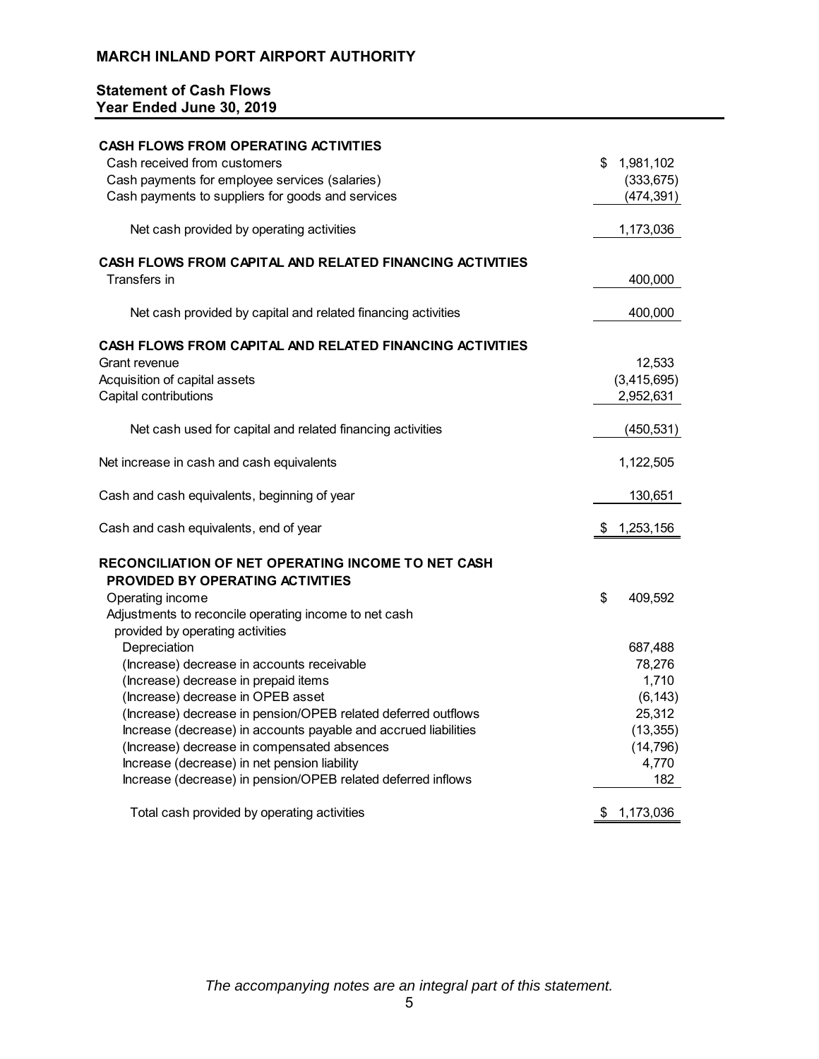**MARCH INLAND PORT AIRPORT AUTHORITY**

**Statement of Cash Flows**
**Year Ended June 30, 2019**

| | |
|---|---|
| **CASH FLOWS FROM OPERATING ACTIVITIES** | |
| Cash received from customers | $ 1,981,102 |
| Cash payments for employee services (salaries) | (333,675) |
| Cash payments to suppliers for goods and services | (474,391) |
| Net cash provided by operating activities | 1,173,036 |
| **CASH FLOWS FROM CAPITAL AND RELATED FINANCING ACTIVITIES** | |
| Transfers in | 400,000 |
| Net cash provided by capital and related financing activities | 400,000 |
| **CASH FLOWS FROM CAPITAL AND RELATED FINANCING ACTIVITIES** | |
| Grant revenue | 12,533 |
| Acquisition of capital assets | (3,415,695) |
| Capital contributions | 2,952,631 |
| Net cash used for capital and related financing activities | (450,531) |
| Net increase in cash and cash equivalents | 1,122,505 |
| Cash and cash equivalents, beginning of year | 130,651 |
| Cash and cash equivalents, end of year | $ 1,253,156 |
| **RECONCILIATION OF NET OPERATING INCOME TO NET CASH PROVIDED BY OPERATING ACTIVITIES** | |
| Operating income | $ 409,592 |
| Adjustments to reconcile operating income to net cash provided by operating activities | |
| Depreciation | 687,488 |
| (Increase) decrease in accounts receivable | 78,276 |
| (Increase) decrease in prepaid items | 1,710 |
| (Increase) decrease in OPEB asset | (6,143) |
| (Increase) decrease in pension/OPEB related deferred outflows | 25,312 |
| Increase (decrease) in accounts payable and accrued liabilities | (13,355) |
| (Increase) decrease in compensated absences | (14,796) |
| Increase (decrease) in net pension liability | 4,770 |
| Increase (decrease) in pension/OPEB related deferred inflows | 182 |
| Total cash provided by operating activities | $ 1,173,036 |

*The accompanying notes are an integral part of this statement.*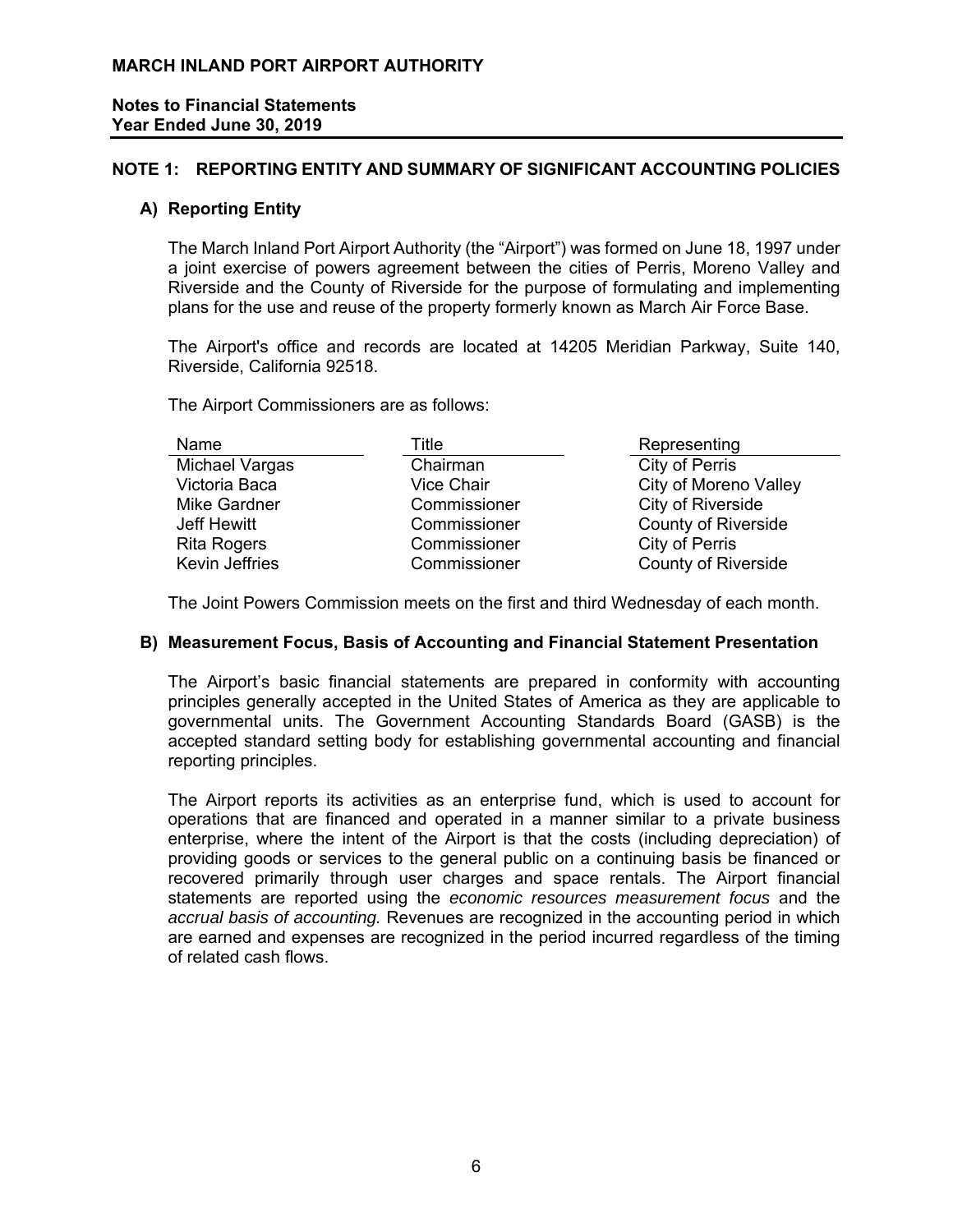**MARCH INLAND PORT AIRPORT AUTHORITY**

**Notes to Financial Statements**
**Year Ended June 30, 2019**

## NOTE 1: REPORTING ENTITY AND SUMMARY OF SIGNIFICANT ACCOUNTING POLICIES

### A) Reporting Entity

The March Inland Port Airport Authority (the "Airport") was formed on June 18, 1997 under a joint exercise of powers agreement between the cities of Perris, Moreno Valley and Riverside and the County of Riverside for the purpose of formulating and implementing plans for the use and reuse of the property formerly known as March Air Force Base.

The Airport's office and records are located at 14205 Meridian Parkway, Suite 140, Riverside, California 92518.

The Airport Commissioners are as follows:

| Name | Title | Representing |
|---|---|---|
| Michael Vargas | Chairman | City of Perris |
| Victoria Baca | Vice Chair | City of Moreno Valley |
| Mike Gardner | Commissioner | City of Riverside |
| Jeff Hewitt | Commissioner | County of Riverside |
| Rita Rogers | Commissioner | City of Perris |
| Kevin Jeffries | Commissioner | County of Riverside |

The Joint Powers Commission meets on the first and third Wednesday of each month.

### B) Measurement Focus, Basis of Accounting and Financial Statement Presentation

The Airport's basic financial statements are prepared in conformity with accounting principles generally accepted in the United States of America as they are applicable to governmental units. The Government Accounting Standards Board (GASB) is the accepted standard setting body for establishing governmental accounting and financial reporting principles.

The Airport reports its activities as an enterprise fund, which is used to account for operations that are financed and operated in a manner similar to a private business enterprise, where the intent of the Airport is that the costs (including depreciation) of providing goods or services to the general public on a continuing basis be financed or recovered primarily through user charges and space rentals. The Airport financial statements are reported using the *economic resources measurement focus* and the *accrual basis of accounting.* Revenues are recognized in the accounting period in which are earned and expenses are recognized in the period incurred regardless of the timing of related cash flows.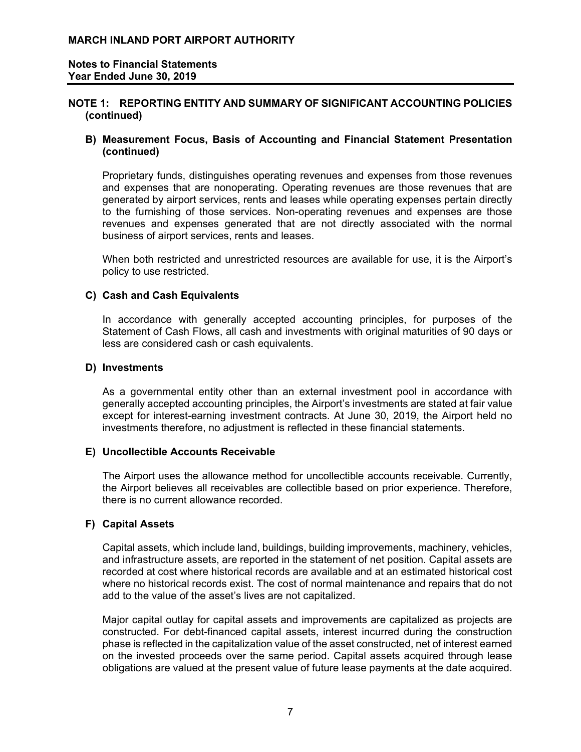## NOTE 1: REPORTING ENTITY AND SUMMARY OF SIGNIFICANT ACCOUNTING POLICIES (continued)

### B) Measurement Focus, Basis of Accounting and Financial Statement Presentation (continued)

Proprietary funds, distinguishes operating revenues and expenses from those revenues and expenses that are nonoperating. Operating revenues are those revenues that are generated by airport services, rents and leases while operating expenses pertain directly to the furnishing of those services. Non-operating revenues and expenses are those revenues and expenses generated that are not directly associated with the normal business of airport services, rents and leases.

When both restricted and unrestricted resources are available for use, it is the Airport's policy to use restricted.

### C) Cash and Cash Equivalents

In accordance with generally accepted accounting principles, for purposes of the Statement of Cash Flows, all cash and investments with original maturities of 90 days or less are considered cash or cash equivalents.

### D) Investments

As a governmental entity other than an external investment pool in accordance with generally accepted accounting principles, the Airport's investments are stated at fair value except for interest-earning investment contracts. At June 30, 2019, the Airport held no investments therefore, no adjustment is reflected in these financial statements.

### E) Uncollectible Accounts Receivable

The Airport uses the allowance method for uncollectible accounts receivable. Currently, the Airport believes all receivables are collectible based on prior experience. Therefore, there is no current allowance recorded.

### F) Capital Assets

Capital assets, which include land, buildings, building improvements, machinery, vehicles, and infrastructure assets, are reported in the statement of net position. Capital assets are recorded at cost where historical records are available and at an estimated historical cost where no historical records exist. The cost of normal maintenance and repairs that do not add to the value of the asset's lives are not capitalized.

Major capital outlay for capital assets and improvements are capitalized as projects are constructed. For debt-financed capital assets, interest incurred during the construction phase is reflected in the capitalization value of the asset constructed, net of interest earned on the invested proceeds over the same period. Capital assets acquired through lease obligations are valued at the present value of future lease payments at the date acquired.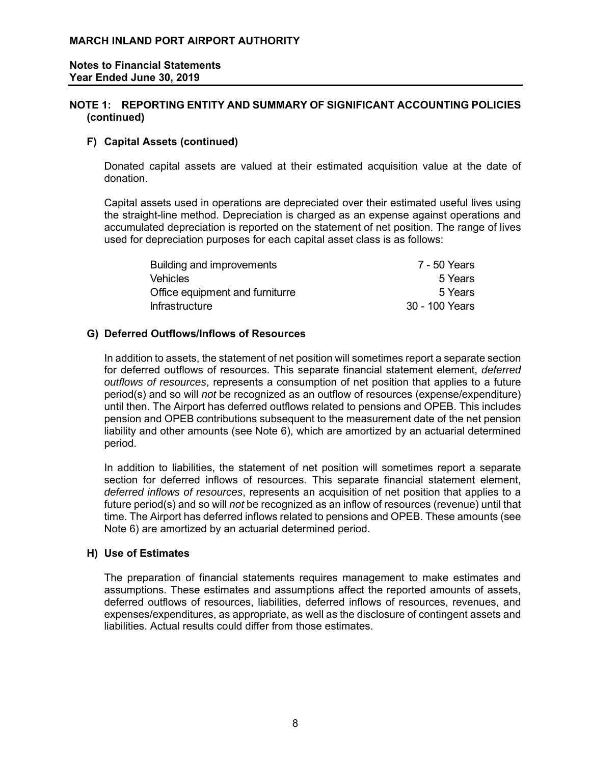## NOTE 1: REPORTING ENTITY AND SUMMARY OF SIGNIFICANT ACCOUNTING POLICIES (continued)

### F) Capital Assets (continued)

Donated capital assets are valued at their estimated acquisition value at the date of donation.

Capital assets used in operations are depreciated over their estimated useful lives using the straight-line method. Depreciation is charged as an expense against operations and accumulated depreciation is reported on the statement of net position. The range of lives used for depreciation purposes for each capital asset class is as follows:

| | |
|---|---|
| Building and improvements | 7 - 50 Years |
| Vehicles | 5 Years |
| Office equipment and furniturre | 5 Years |
| Infrastructure | 30 - 100 Years |

### G) Deferred Outflows/Inflows of Resources

In addition to assets, the statement of net position will sometimes report a separate section for deferred outflows of resources. This separate financial statement element, *deferred outflows of resources*, represents a consumption of net position that applies to a future period(s) and so will *not* be recognized as an outflow of resources (expense/expenditure) until then. The Airport has deferred outflows related to pensions and OPEB. This includes pension and OPEB contributions subsequent to the measurement date of the net pension liability and other amounts (see Note 6), which are amortized by an actuarial determined period.

In addition to liabilities, the statement of net position will sometimes report a separate section for deferred inflows of resources. This separate financial statement element, *deferred inflows of resources*, represents an acquisition of net position that applies to a future period(s) and so will *not* be recognized as an inflow of resources (revenue) until that time. The Airport has deferred inflows related to pensions and OPEB. These amounts (see Note 6) are amortized by an actuarial determined period.

### H) Use of Estimates

The preparation of financial statements requires management to make estimates and assumptions. These estimates and assumptions affect the reported amounts of assets, deferred outflows of resources, liabilities, deferred inflows of resources, revenues, and expenses/expenditures, as appropriate, as well as the disclosure of contingent assets and liabilities. Actual results could differ from those estimates.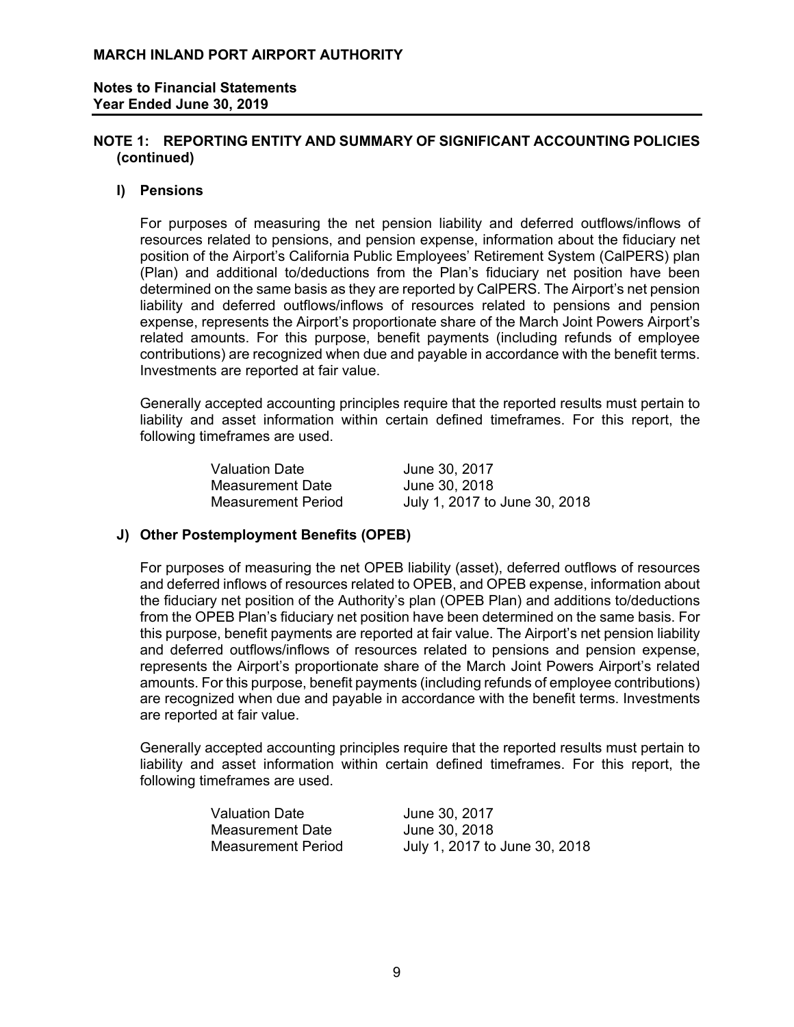## NOTE 1: REPORTING ENTITY AND SUMMARY OF SIGNIFICANT ACCOUNTING POLICIES (continued)

### I) Pensions

For purposes of measuring the net pension liability and deferred outflows/inflows of resources related to pensions, and pension expense, information about the fiduciary net position of the Airport's California Public Employees' Retirement System (CalPERS) plan (Plan) and additional to/deductions from the Plan's fiduciary net position have been determined on the same basis as they are reported by CalPERS. The Airport's net pension liability and deferred outflows/inflows of resources related to pensions and pension expense, represents the Airport's proportionate share of the March Joint Powers Airport's related amounts. For this purpose, benefit payments (including refunds of employee contributions) are recognized when due and payable in accordance with the benefit terms. Investments are reported at fair value.

Generally accepted accounting principles require that the reported results must pertain to liability and asset information within certain defined timeframes. For this report, the following timeframes are used.

| | |
|---|---|
| Valuation Date | June 30, 2017 |
| Measurement Date | June 30, 2018 |
| Measurement Period | July 1, 2017 to June 30, 2018 |

### J) Other Postemployment Benefits (OPEB)

For purposes of measuring the net OPEB liability (asset), deferred outflows of resources and deferred inflows of resources related to OPEB, and OPEB expense, information about the fiduciary net position of the Authority's plan (OPEB Plan) and additions to/deductions from the OPEB Plan's fiduciary net position have been determined on the same basis. For this purpose, benefit payments are reported at fair value. The Airport's net pension liability and deferred outflows/inflows of resources related to pensions and pension expense, represents the Airport's proportionate share of the March Joint Powers Airport's related amounts. For this purpose, benefit payments (including refunds of employee contributions) are recognized when due and payable in accordance with the benefit terms. Investments are reported at fair value.

Generally accepted accounting principles require that the reported results must pertain to liability and asset information within certain defined timeframes. For this report, the following timeframes are used.

| | |
|---|---|
| Valuation Date | June 30, 2017 |
| Measurement Date | June 30, 2018 |
| Measurement Period | July 1, 2017 to June 30, 2018 |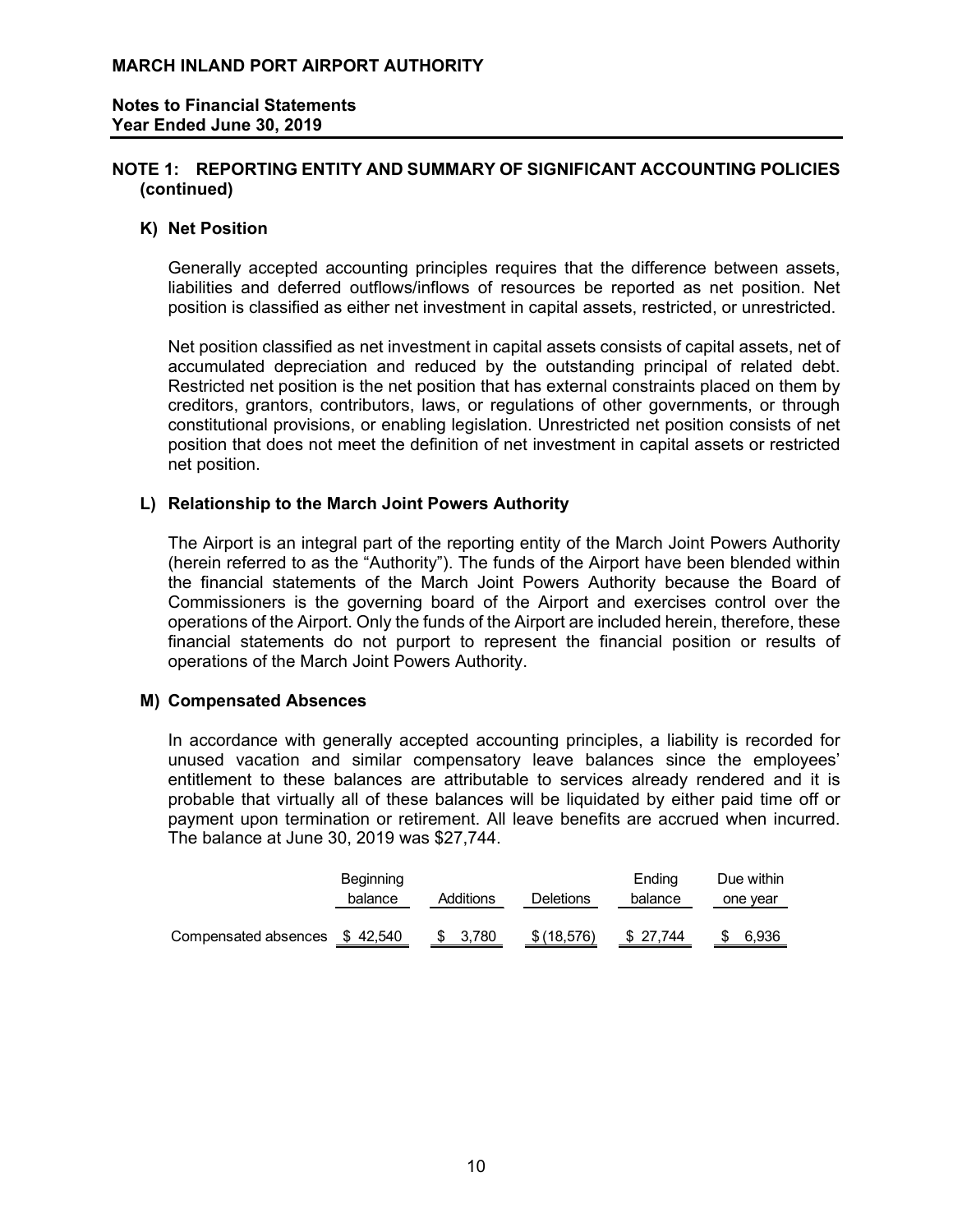**MARCH INLAND PORT AIRPORT AUTHORITY**

**Notes to Financial Statements**
**Year Ended June 30, 2019**

## NOTE 1: REPORTING ENTITY AND SUMMARY OF SIGNIFICANT ACCOUNTING POLICIES (continued)

### K) Net Position

Generally accepted accounting principles requires that the difference between assets, liabilities and deferred outflows/inflows of resources be reported as net position. Net position is classified as either net investment in capital assets, restricted, or unrestricted.

Net position classified as net investment in capital assets consists of capital assets, net of accumulated depreciation and reduced by the outstanding principal of related debt. Restricted net position is the net position that has external constraints placed on them by creditors, grantors, contributors, laws, or regulations of other governments, or through constitutional provisions, or enabling legislation. Unrestricted net position consists of net position that does not meet the definition of net investment in capital assets or restricted net position.

### L) Relationship to the March Joint Powers Authority

The Airport is an integral part of the reporting entity of the March Joint Powers Authority (herein referred to as the "Authority"). The funds of the Airport have been blended within the financial statements of the March Joint Powers Authority because the Board of Commissioners is the governing board of the Airport and exercises control over the operations of the Airport. Only the funds of the Airport are included herein, therefore, these financial statements do not purport to represent the financial position or results of operations of the March Joint Powers Authority.

### M) Compensated Absences

In accordance with generally accepted accounting principles, a liability is recorded for unused vacation and similar compensatory leave balances since the employees' entitlement to these balances are attributable to services already rendered and it is probable that virtually all of these balances will be liquidated by either paid time off or payment upon termination or retirement. All leave benefits are accrued when incurred. The balance at June 30, 2019 was $27,744.

| | Beginning balance | Additions | Deletions | Ending balance | Due within one year |
|---|---|---|---|---|---|
| Compensated absences | $ 42,540 | $ 3,780 | $ (18,576) | $ 27,744 | $ 6,936 |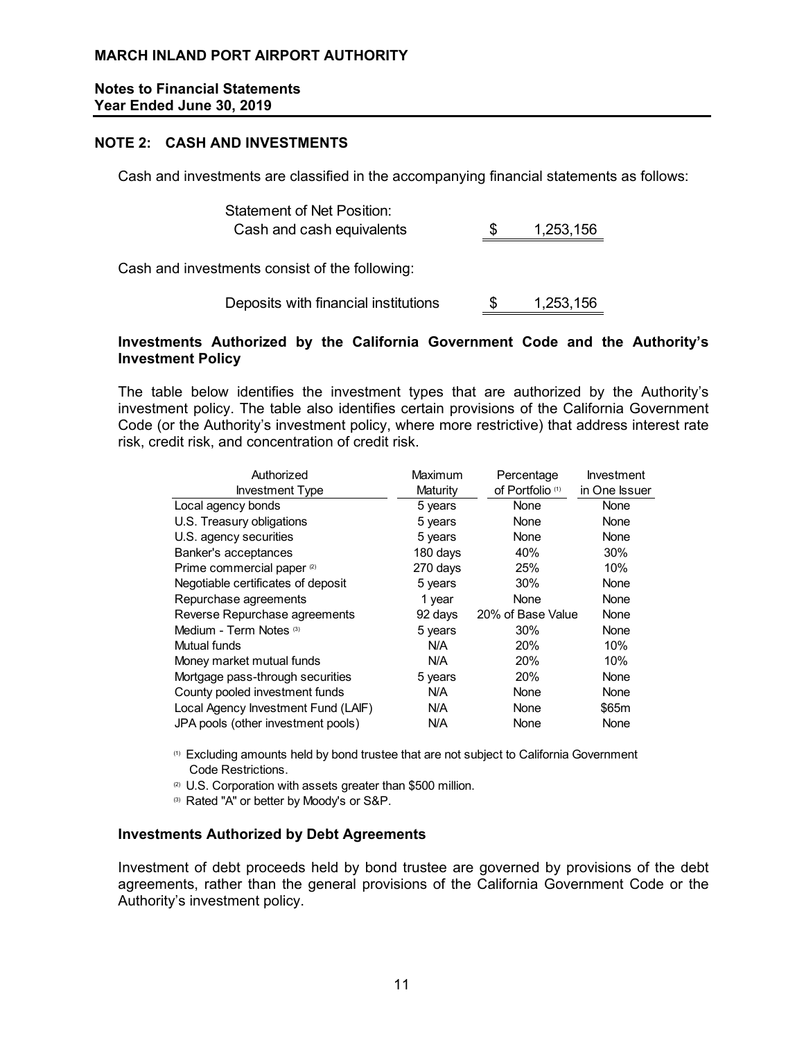## NOTE 2: CASH AND INVESTMENTS

Cash and investments are classified in the accompanying financial statements as follows:

| | | |
|---|---|---|
| Statement of Net Position: | | |
| Cash and cash equivalents | $ | 1,253,156 |

Cash and investments consist of the following:

| | | |
|---|---|---|
| Deposits with financial institutions | $ | 1,253,156 |

### Investments Authorized by the California Government Code and the Authority's Investment Policy

The table below identifies the investment types that are authorized by the Authority's investment policy. The table also identifies certain provisions of the California Government Code (or the Authority's investment policy, where more restrictive) that address interest rate risk, credit risk, and concentration of credit risk.

| Authorized Investment Type | Maximum Maturity | Percentage of Portfolio (1) | Investment in One Issuer |
|---|---|---|---|
| Local agency bonds | 5 years | None | None |
| U.S. Treasury obligations | 5 years | None | None |
| U.S. agency securities | 5 years | None | None |
| Banker's acceptances | 180 days | 40% | 30% |
| Prime commercial paper (2) | 270 days | 25% | 10% |
| Negotiable certificates of deposit | 5 years | 30% | None |
| Repurchase agreements | 1 year | None | None |
| Reverse Repurchase agreements | 92 days | 20% of Base Value | None |
| Medium - Term Notes (3) | 5 years | 30% | None |
| Mutual funds | N/A | 20% | 10% |
| Money market mutual funds | N/A | 20% | 10% |
| Mortgage pass-through securities | 5 years | 20% | None |
| County pooled investment funds | N/A | None | None |
| Local Agency Investment Fund (LAIF) | N/A | None | $65m |
| JPA pools (other investment pools) | N/A | None | None |

(1) Excluding amounts held by bond trustee that are not subject to California Government Code Restrictions.

(2) U.S. Corporation with assets greater than $500 million.

(3) Rated "A" or better by Moody's or S&P.

### Investments Authorized by Debt Agreements

Investment of debt proceeds held by bond trustee are governed by provisions of the debt agreements, rather than the general provisions of the California Government Code or the Authority's investment policy.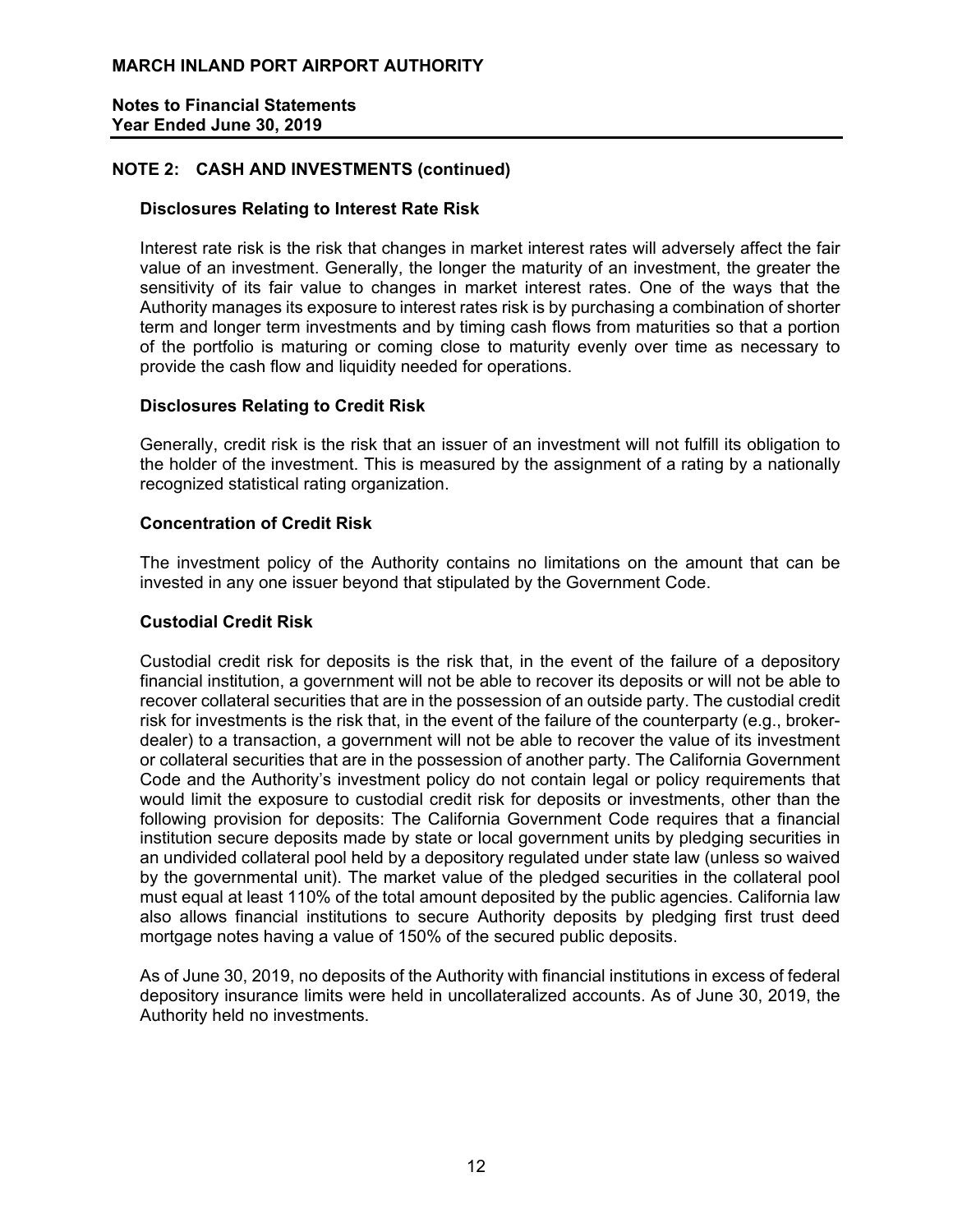## NOTE 2: CASH AND INVESTMENTS (continued)

### Disclosures Relating to Interest Rate Risk

Interest rate risk is the risk that changes in market interest rates will adversely affect the fair value of an investment. Generally, the longer the maturity of an investment, the greater the sensitivity of its fair value to changes in market interest rates. One of the ways that the Authority manages its exposure to interest rates risk is by purchasing a combination of shorter term and longer term investments and by timing cash flows from maturities so that a portion of the portfolio is maturing or coming close to maturity evenly over time as necessary to provide the cash flow and liquidity needed for operations.

### Disclosures Relating to Credit Risk

Generally, credit risk is the risk that an issuer of an investment will not fulfill its obligation to the holder of the investment. This is measured by the assignment of a rating by a nationally recognized statistical rating organization.

### Concentration of Credit Risk

The investment policy of the Authority contains no limitations on the amount that can be invested in any one issuer beyond that stipulated by the Government Code.

### Custodial Credit Risk

Custodial credit risk for deposits is the risk that, in the event of the failure of a depository financial institution, a government will not be able to recover its deposits or will not be able to recover collateral securities that are in the possession of an outside party. The custodial credit risk for investments is the risk that, in the event of the failure of the counterparty (e.g., broker-dealer) to a transaction, a government will not be able to recover the value of its investment or collateral securities that are in the possession of another party. The California Government Code and the Authority's investment policy do not contain legal or policy requirements that would limit the exposure to custodial credit risk for deposits or investments, other than the following provision for deposits: The California Government Code requires that a financial institution secure deposits made by state or local government units by pledging securities in an undivided collateral pool held by a depository regulated under state law (unless so waived by the governmental unit). The market value of the pledged securities in the collateral pool must equal at least 110% of the total amount deposited by the public agencies. California law also allows financial institutions to secure Authority deposits by pledging first trust deed mortgage notes having a value of 150% of the secured public deposits.

As of June 30, 2019, no deposits of the Authority with financial institutions in excess of federal depository insurance limits were held in uncollateralized accounts. As of June 30, 2019, the Authority held no investments.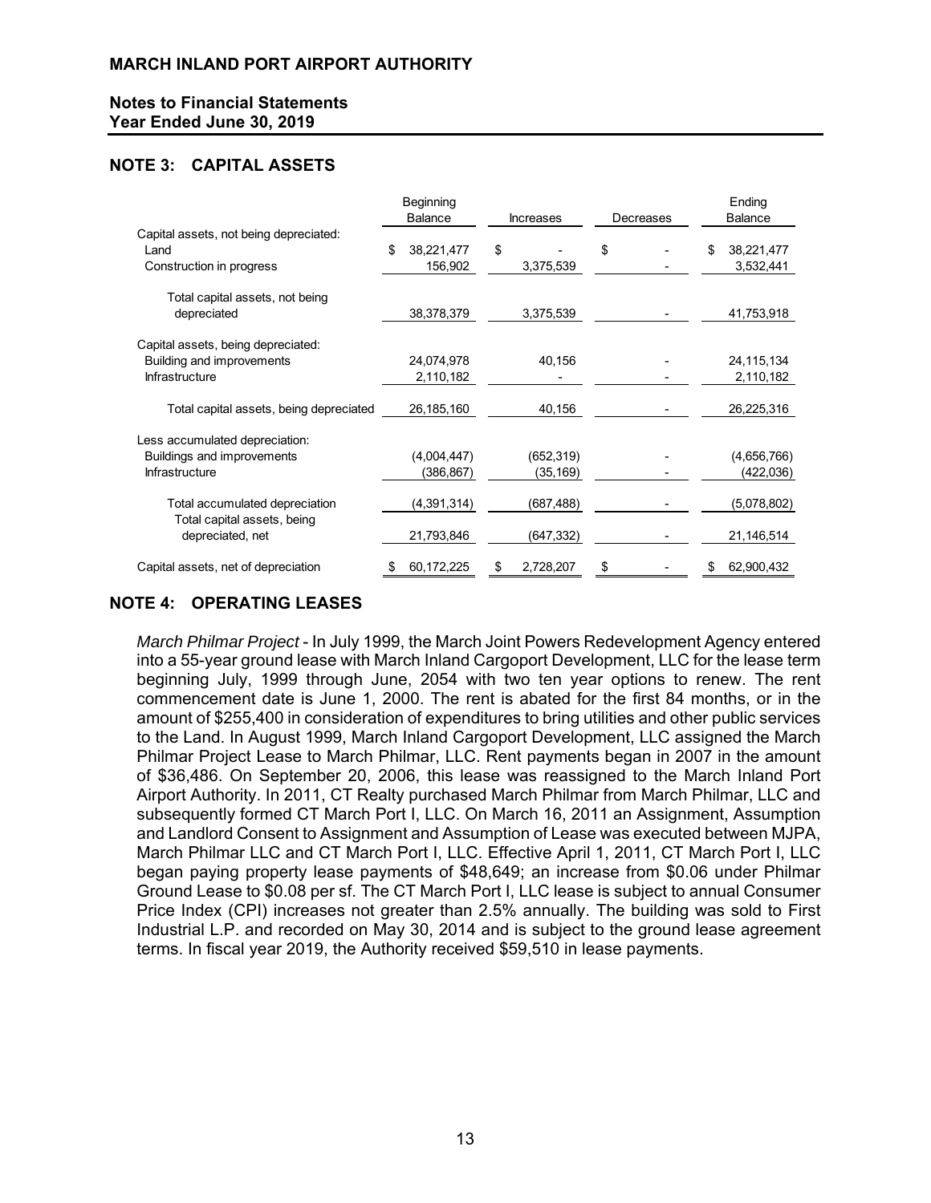# MARCH INLAND PORT AIRPORT AUTHORITY

## Notes to Financial Statements
## Year Ended June 30, 2019

## NOTE 3: CAPITAL ASSETS

| | Beginning Balance | Increases | Decreases | Ending Balance |
|---|---|---|---|---|
| Capital assets, not being depreciated: | | | | |
| Land | $ 38,221,477 | $ - | $ - | $ 38,221,477 |
| Construction in progress | 156,902 | 3,375,539 | - | 3,532,441 |
| Total capital assets, not being depreciated | 38,378,379 | 3,375,539 | - | 41,753,918 |
| Capital assets, being depreciated: | | | | |
| Building and improvements | 24,074,978 | 40,156 | - | 24,115,134 |
| Infrastructure | 2,110,182 | - | - | 2,110,182 |
| Total capital assets, being depreciated | 26,185,160 | 40,156 | - | 26,225,316 |
| Less accumulated depreciation: | | | | |
| Buildings and improvements | (4,004,447) | (652,319) | - | (4,656,766) |
| Infrastructure | (386,867) | (35,169) | - | (422,036) |
| Total accumulated depreciation | (4,391,314) | (687,488) | - | (5,078,802) |
| Total capital assets, being depreciated, net | 21,793,846 | (647,332) | - | 21,146,514 |
| Capital assets, net of depreciation | $ 60,172,225 | $ 2,728,207 | $ - | $ 62,900,432 |

## NOTE 4: OPERATING LEASES

*March Philmar Project* - In July 1999, the March Joint Powers Redevelopment Agency entered into a 55-year ground lease with March Inland Cargoport Development, LLC for the lease term beginning July, 1999 through June, 2054 with two ten year options to renew. The rent commencement date is June 1, 2000. The rent is abated for the first 84 months, or in the amount of $255,400 in consideration of expenditures to bring utilities and other public services to the Land. In August 1999, March Inland Cargoport Development, LLC assigned the March Philmar Project Lease to March Philmar, LLC. Rent payments began in 2007 in the amount of $36,486. On September 20, 2006, this lease was reassigned to the March Inland Port Airport Authority. In 2011, CT Realty purchased March Philmar from March Philmar, LLC and subsequently formed CT March Port I, LLC. On March 16, 2011 an Assignment, Assumption and Landlord Consent to Assignment and Assumption of Lease was executed between MJPA, March Philmar LLC and CT March Port I, LLC. Effective April 1, 2011, CT March Port I, LLC began paying property lease payments of $48,649; an increase from $0.06 under Philmar Ground Lease to $0.08 per sf. The CT March Port I, LLC lease is subject to annual Consumer Price Index (CPI) increases not greater than 2.5% annually. The building was sold to First Industrial L.P. and recorded on May 30, 2014 and is subject to the ground lease agreement terms. In fiscal year 2019, the Authority received $59,510 in lease payments.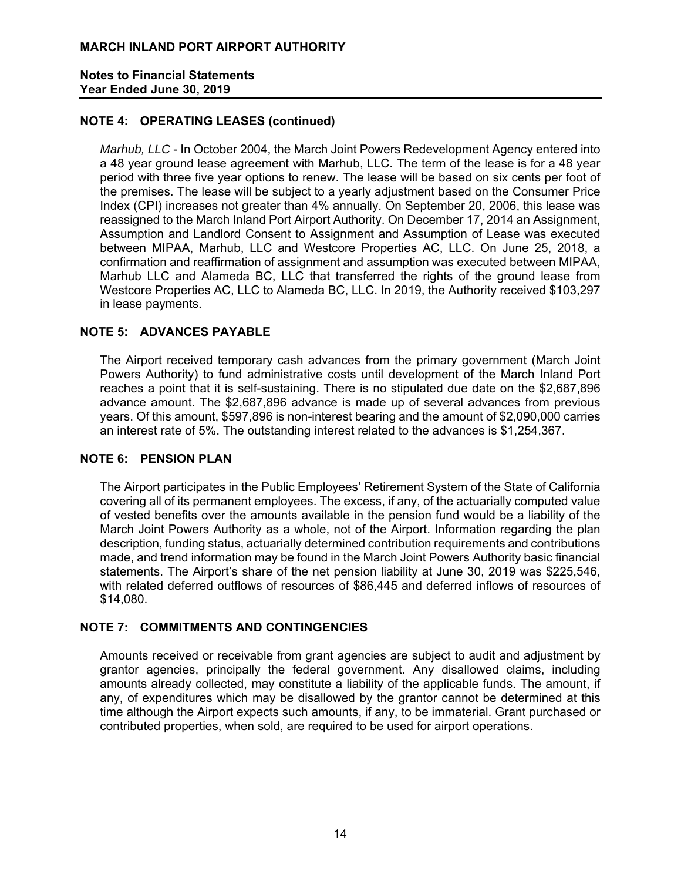## NOTE 4: OPERATING LEASES (continued)

*Marhub, LLC* - In October 2004, the March Joint Powers Redevelopment Agency entered into a 48 year ground lease agreement with Marhub, LLC. The term of the lease is for a 48 year period with three five year options to renew. The lease will be based on six cents per foot of the premises. The lease will be subject to a yearly adjustment based on the Consumer Price Index (CPI) increases not greater than 4% annually. On September 20, 2006, this lease was reassigned to the March Inland Port Airport Authority. On December 17, 2014 an Assignment, Assumption and Landlord Consent to Assignment and Assumption of Lease was executed between MIPAA, Marhub, LLC and Westcore Properties AC, LLC. On June 25, 2018, a confirmation and reaffirmation of assignment and assumption was executed between MIPAA, Marhub LLC and Alameda BC, LLC that transferred the rights of the ground lease from Westcore Properties AC, LLC to Alameda BC, LLC. In 2019, the Authority received $103,297 in lease payments.

## NOTE 5: ADVANCES PAYABLE

The Airport received temporary cash advances from the primary government (March Joint Powers Authority) to fund administrative costs until development of the March Inland Port reaches a point that it is self-sustaining. There is no stipulated due date on the $2,687,896 advance amount. The $2,687,896 advance is made up of several advances from previous years. Of this amount, $597,896 is non-interest bearing and the amount of $2,090,000 carries an interest rate of 5%. The outstanding interest related to the advances is $1,254,367.

## NOTE 6: PENSION PLAN

The Airport participates in the Public Employees' Retirement System of the State of California covering all of its permanent employees. The excess, if any, of the actuarially computed value of vested benefits over the amounts available in the pension fund would be a liability of the March Joint Powers Authority as a whole, not of the Airport. Information regarding the plan description, funding status, actuarially determined contribution requirements and contributions made, and trend information may be found in the March Joint Powers Authority basic financial statements. The Airport's share of the net pension liability at June 30, 2019 was $225,546, with related deferred outflows of resources of $86,445 and deferred inflows of resources of $14,080.

## NOTE 7: COMMITMENTS AND CONTINGENCIES

Amounts received or receivable from grant agencies are subject to audit and adjustment by grantor agencies, principally the federal government. Any disallowed claims, including amounts already collected, may constitute a liability of the applicable funds. The amount, if any, of expenditures which may be disallowed by the grantor cannot be determined at this time although the Airport expects such amounts, if any, to be immaterial. Grant purchased or contributed properties, when sold, are required to be used for airport operations.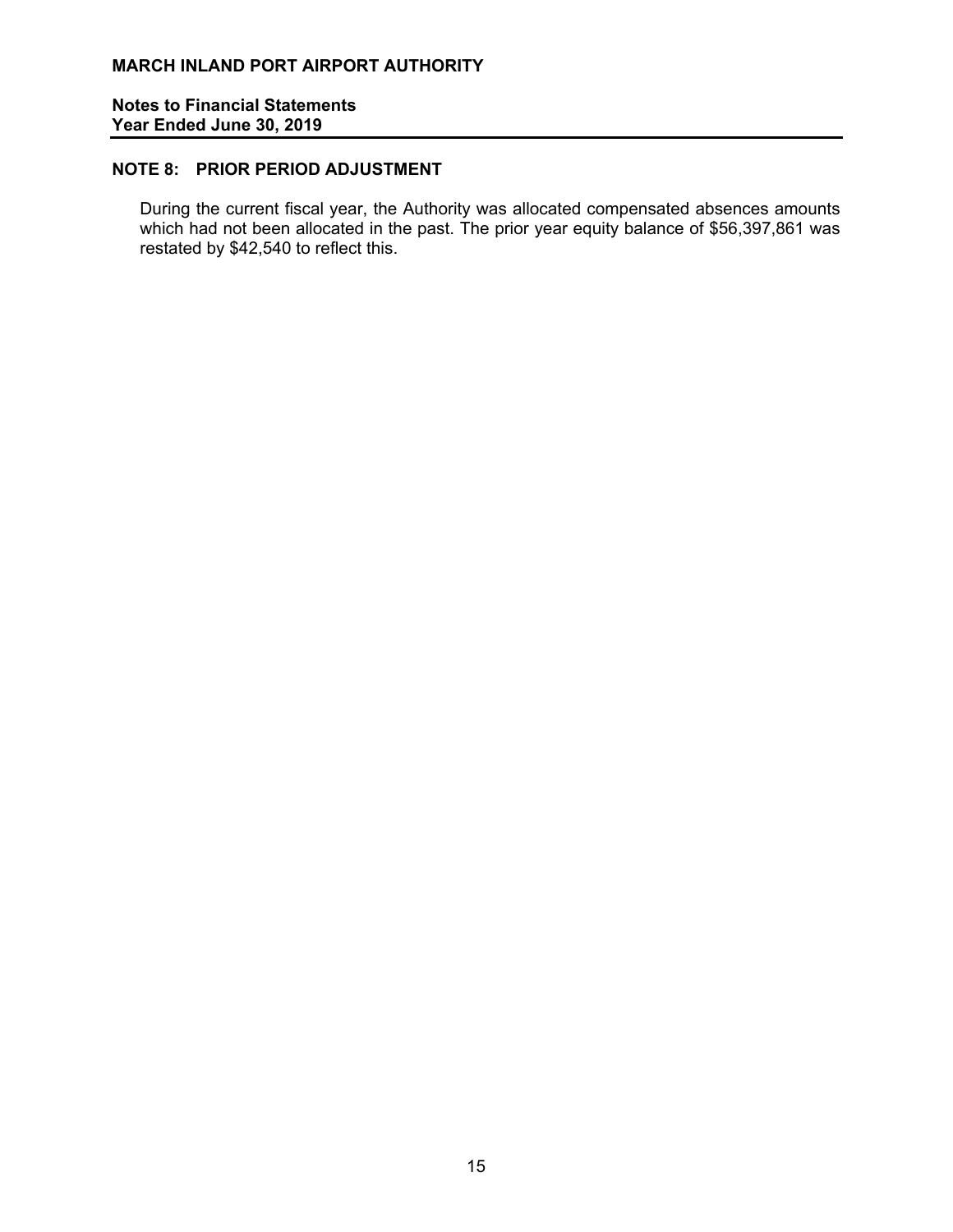**MARCH INLAND PORT AIRPORT AUTHORITY**

**Notes to Financial Statements**
**Year Ended June 30, 2019**

## NOTE 8: PRIOR PERIOD ADJUSTMENT

During the current fiscal year, the Authority was allocated compensated absences amounts which had not been allocated in the past. The prior year equity balance of $56,397,861 was restated by $42,540 to reflect this.